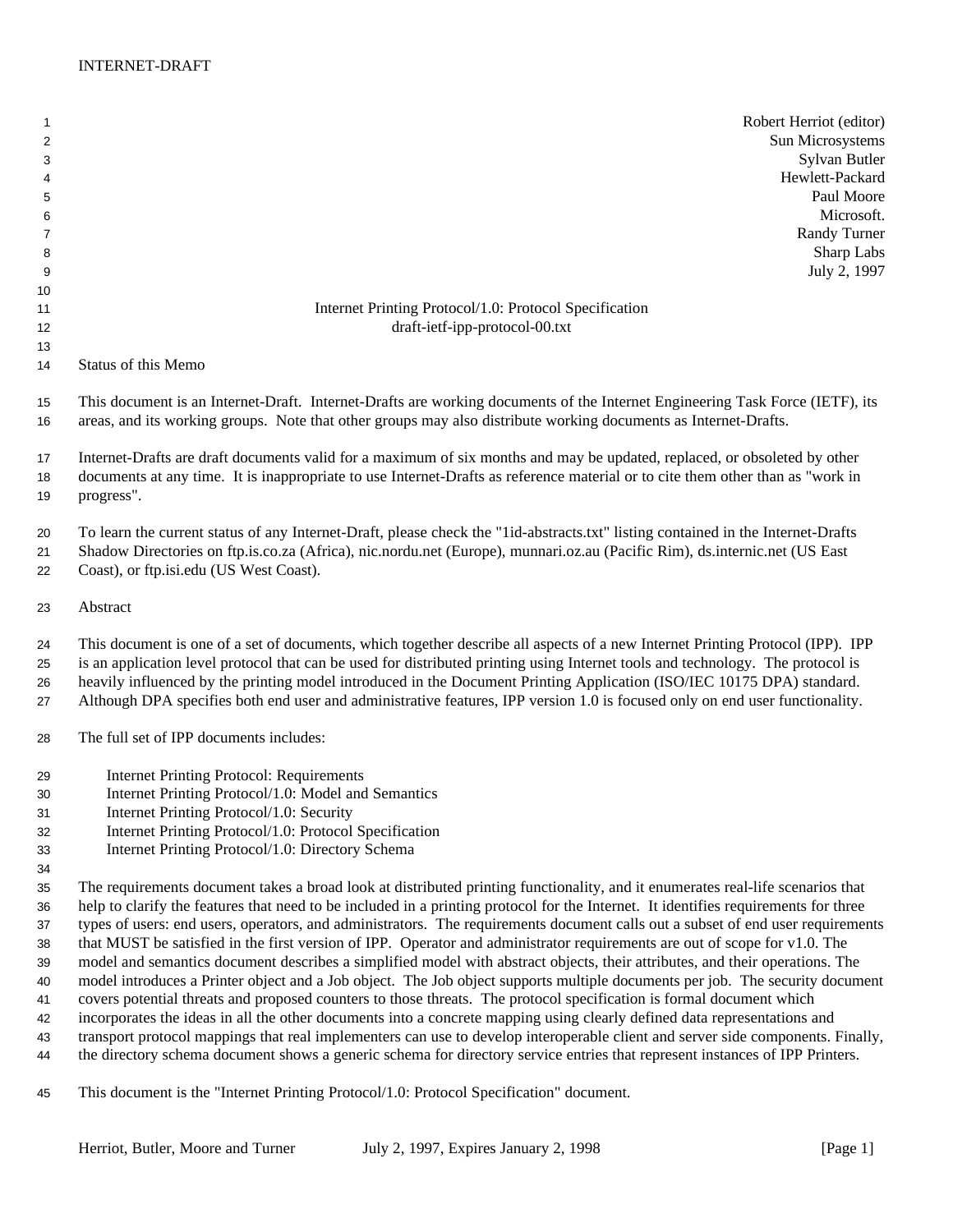Robert Herriot (editor)
Sun Microsystems
Sylvan Butler
Hewlett-Packard
Paul Moore
Microsoft.
Randy Turner
Sharp Labs
July 2, 1997

# Internet Printing Protocol/1.0: Protocol Specification

draft-ietf-ipp-protocol-00.txt

## Status of this Memo

This document is an Internet-Draft. Internet-Drafts are working documents of the Internet Engineering Task Force (IETF), its areas, and its working groups. Note that other groups may also distribute working documents as Internet-Drafts.

Internet-Drafts are draft documents valid for a maximum of six months and may be updated, replaced, or obsoleted by other documents at any time. It is inappropriate to use Internet-Drafts as reference material or to cite them other than as "work in progress".

To learn the current status of any Internet-Draft, please check the "1id-abstracts.txt" listing contained in the Internet-Drafts Shadow Directories on ftp.is.co.za (Africa), nic.nordu.net (Europe), munnari.oz.au (Pacific Rim), ds.internic.net (US East Coast), or ftp.isi.edu (US West Coast).

## Abstract

This document is one of a set of documents, which together describe all aspects of a new Internet Printing Protocol (IPP). IPP is an application level protocol that can be used for distributed printing using Internet tools and technology. The protocol is heavily influenced by the printing model introduced in the Document Printing Application (ISO/IEC 10175 DPA) standard. Although DPA specifies both end user and administrative features, IPP version 1.0 is focused only on end user functionality.

The full set of IPP documents includes:

- Internet Printing Protocol: Requirements
- Internet Printing Protocol/1.0: Model and Semantics
- Internet Printing Protocol/1.0: Security
- Internet Printing Protocol/1.0: Protocol Specification
- Internet Printing Protocol/1.0: Directory Schema

The requirements document takes a broad look at distributed printing functionality, and it enumerates real-life scenarios that help to clarify the features that need to be included in a printing protocol for the Internet. It identifies requirements for three types of users: end users, operators, and administrators. The requirements document calls out a subset of end user requirements that MUST be satisfied in the first version of IPP. Operator and administrator requirements are out of scope for v1.0. The model and semantics document describes a simplified model with abstract objects, their attributes, and their operations. The model introduces a Printer object and a Job object. The Job object supports multiple documents per job. The security document covers potential threats and proposed counters to those threats. The protocol specification is formal document which incorporates the ideas in all the other documents into a concrete mapping using clearly defined data representations and transport protocol mappings that real implementers can use to develop interoperable client and server side components. Finally, the directory schema document shows a generic schema for directory service entries that represent instances of IPP Printers.

This document is the "Internet Printing Protocol/1.0: Protocol Specification" document.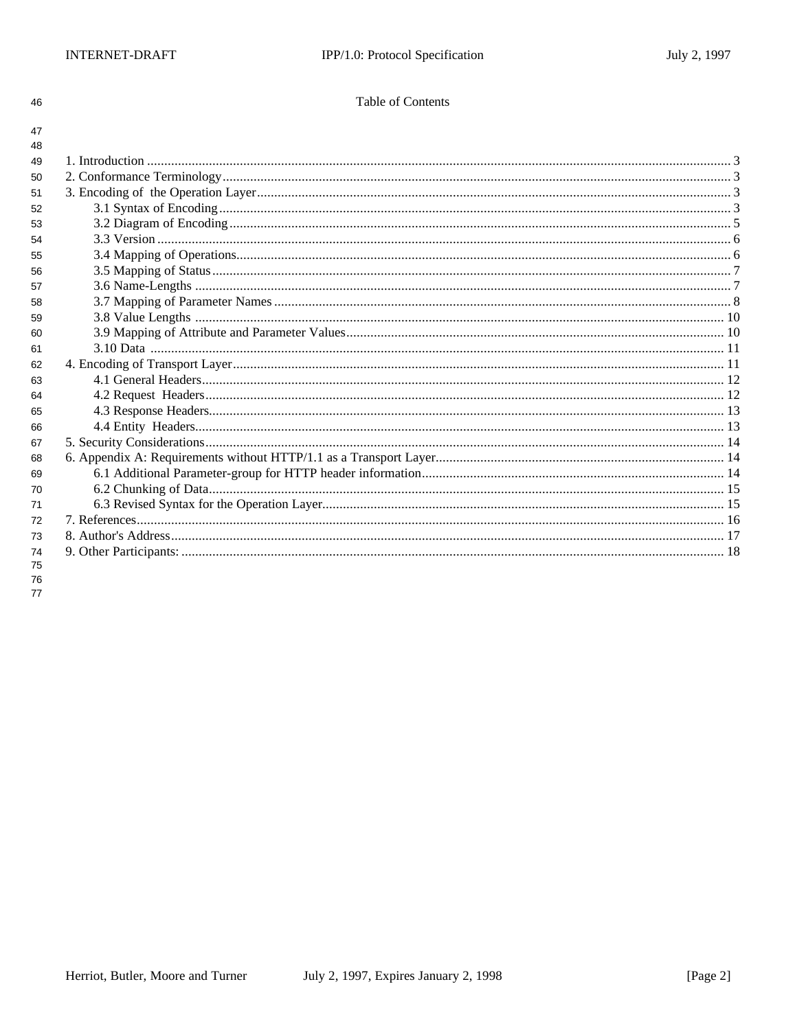Table of Contents

1. Introduction ........................................................ 3
2. Conformance Terminology ............................................. 3
3. Encoding of the Operation Layer ..................................... 3
    3.1 Syntax of Encoding .............................................. 3
    3.2 Diagram of Encoding ............................................. 5
    3.3 Version ......................................................... 6
    3.4 Mapping of Operations ........................................... 6
    3.5 Mapping of Status ............................................... 7
    3.6 Name-Lengths .................................................... 7
    3.7 Mapping of Parameter Names ...................................... 8
    3.8 Value Lengths ................................................... 10
    3.9 Mapping of Attribute and Parameter Values ....................... 10
    3.10 Data ........................................................... 11
4. Encoding of Transport Layer ......................................... 11
    4.1 General Headers ................................................. 12
    4.2 Request Headers ................................................. 12
    4.3 Response Headers ................................................ 13
    4.4 Entity Headers .................................................. 13
5. Security Considerations ............................................. 14
6. Appendix A: Requirements without HTTP/1.1 as a Transport Layer ...... 14
    6.1 Additional Parameter-group for HTTP header information .......... 14
    6.2 Chunking of Data ................................................ 15
    6.3 Revised Syntax for the Operation Layer .......................... 15
7. References .......................................................... 16
8. Author's Address .................................................... 17
9. Other Participants: ................................................. 18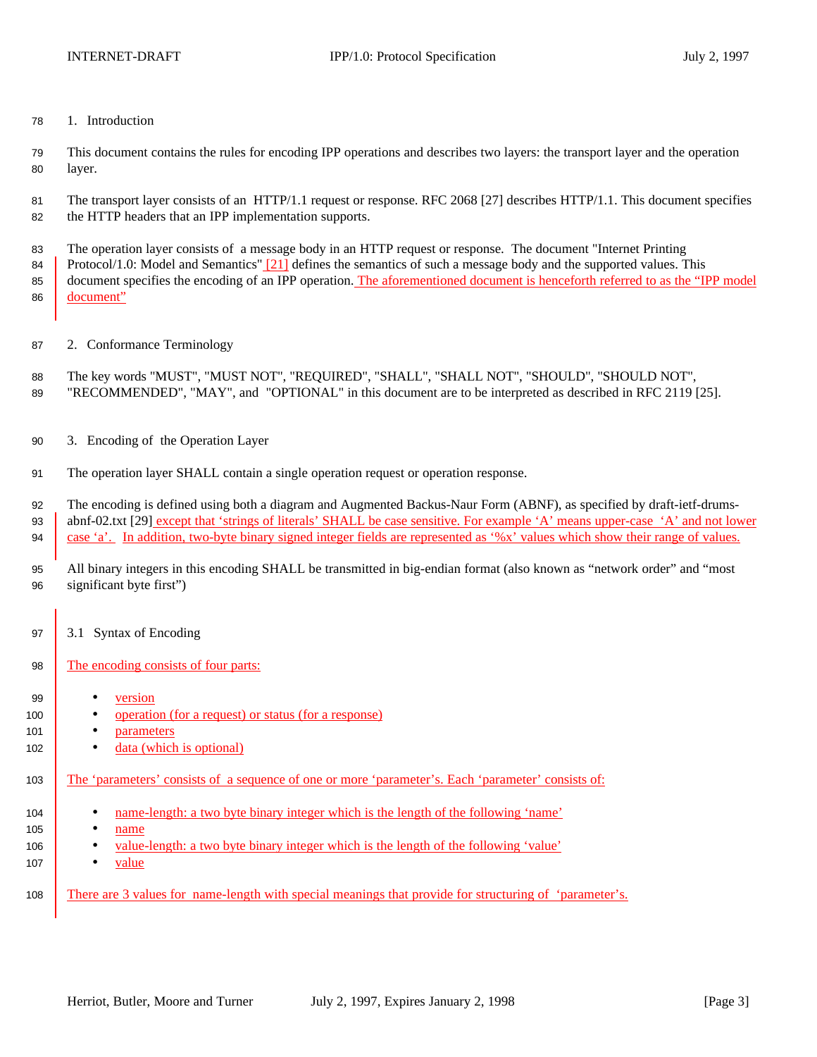## 1. Introduction

This document contains the rules for encoding IPP operations and describes two layers: the transport layer and the operation layer.

The transport layer consists of an HTTP/1.1 request or response. RFC 2068 [27] describes HTTP/1.1. This document specifies the HTTP headers that an IPP implementation supports.

The operation layer consists of a message body in an HTTP request or response. The document "Internet Printing Protocol/1.0: Model and Semantics" [21] defines the semantics of such a message body and the supported values. This document specifies the encoding of an IPP operation. The aforementioned document is henceforth referred to as the "IPP model document"

## 2. Conformance Terminology

The key words "MUST", "MUST NOT", "REQUIRED", "SHALL", "SHALL NOT", "SHOULD", "SHOULD NOT", "RECOMMENDED", "MAY", and "OPTIONAL" in this document are to be interpreted as described in RFC 2119 [25].

## 3. Encoding of the Operation Layer

The operation layer SHALL contain a single operation request or operation response.

The encoding is defined using both a diagram and Augmented Backus-Naur Form (ABNF), as specified by draft-ietf-drums-abnf-02.txt [29] except that 'strings of literals' SHALL be case sensitive. For example 'A' means upper-case 'A' and not lower case 'a'. In addition, two-byte binary signed integer fields are represented as '%x' values which show their range of values.

All binary integers in this encoding SHALL be transmitted in big-endian format (also known as "network order" and "most significant byte first")

### 3.1 Syntax of Encoding

The encoding consists of four parts:

- version
- operation (for a request) or status (for a response)
- parameters
- data (which is optional)

The 'parameters' consists of a sequence of one or more 'parameter's. Each 'parameter' consists of:

- name-length: a two byte binary integer which is the length of the following 'name'
- name
- value-length: a two byte binary integer which is the length of the following 'value'
- value

There are 3 values for name-length with special meanings that provide for structuring of 'parameter's.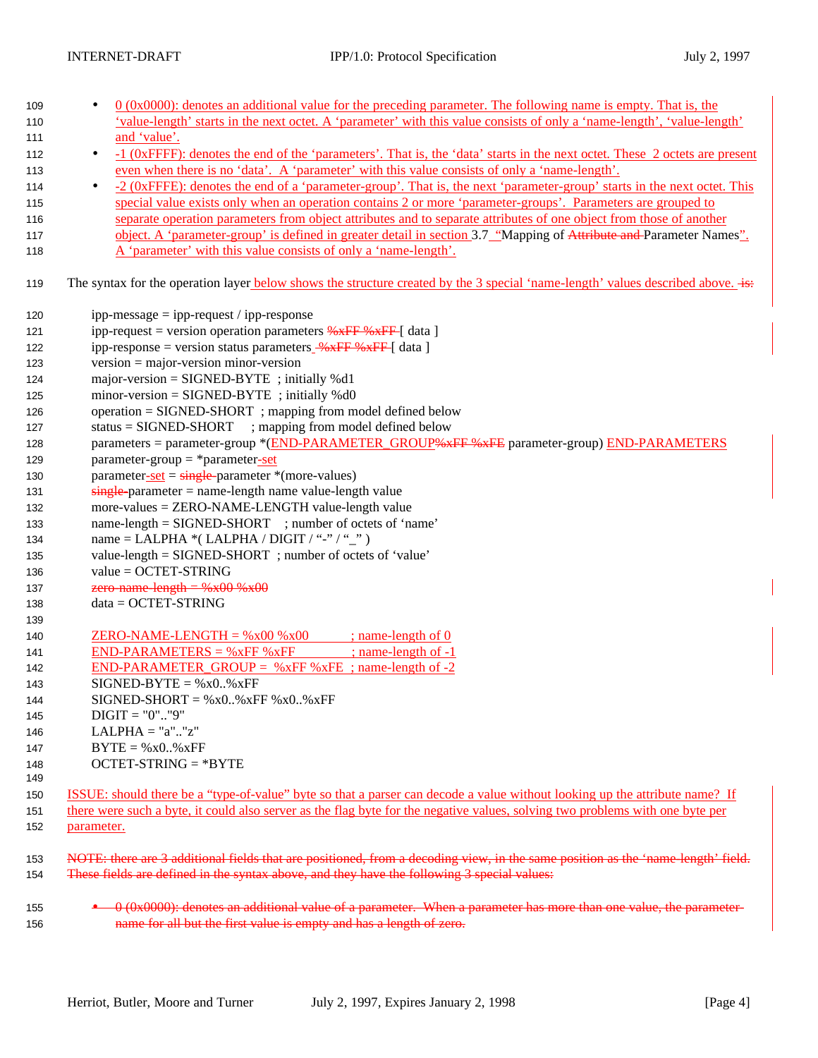- 0 (0x0000): denotes an additional value for the preceding parameter. The following name is empty. That is, the ‘value-length’ starts in the next octet. A ‘parameter’ with this value consists of only a ‘name-length’, ‘value-length’ and ‘value’.
- -1 (0xFFFF): denotes the end of the ‘parameters’. That is, the ‘data’ starts in the next octet. These 2 octets are present even when there is no ‘data’. A ‘parameter’ with this value consists of only a ‘name-length’.
- -2 (0xFFFE): denotes the end of a ‘parameter-group’. That is, the next ‘parameter-group’ starts in the next octet. This special value exists only when an operation contains 2 or more ‘parameter-groups’. Parameters are grouped to separate operation parameters from object attributes and to separate attributes of one object from those of another object. A ‘parameter-group’ is defined in greater detail in section 3.7 “Mapping of ~~Attribute and~~ Parameter Names”. A ‘parameter’ with this value consists of only a ‘name-length’.

The syntax for the operation layer below shows the structure created by the 3 special ‘name-length’ values described above. ~~is:~~

```
ipp-message = ipp-request / ipp-response
ipp-request = version operation parameters %xFF %xFF [ data ]
ipp-response = version status parameters %xFF %xFF [ data ]
version = major-version minor-version
major-version = SIGNED-BYTE  ; initially %d1
minor-version = SIGNED-BYTE  ; initially %d0
operation = SIGNED-SHORT  ; mapping from model defined below
status = SIGNED-SHORT     ; mapping from model defined below
parameters = parameter-group *(END-PARAMETER_GROUP%xFF %xFE parameter-group) END-PARAMETERS
parameter-group = *parameter-set
parameter-set = single-parameter *(more-values)
single-parameter = name-length name value-length value
more-values = ZERO-NAME-LENGTH value-length value
name-length = SIGNED-SHORT    ; number of octets of ‘name’
name = LALPHA *( LALPHA / DIGIT / “-” / “_” )
value-length = SIGNED-SHORT  ; number of octets of ‘value’
value = OCTET-STRING
zero-name-length = %x00 %x00
data = OCTET-STRING

ZERO-NAME-LENGTH = %x00 %x00          ; name-length of 0
END-PARAMETERS = %xFF %xFF            ; name-length of -1
END-PARAMETER_GROUP =  %xFF %xFE  ; name-length of -2
SIGNED-BYTE = %x0..%xFF
SIGNED-SHORT = %x0..%xFF %x0..%xFF
DIGIT = "0".."9"
LALPHA = "a".."z"
BYTE = %x0..%xFF
OCTET-STRING = *BYTE
```

ISSUE: should there be a “type-of-value” byte so that a parser can decode a value without looking up the attribute name? If there were such a byte, it could also server as the flag byte for the negative values, solving two problems with one byte per parameter.

~~NOTE: there are 3 additional fields that are positioned, from a decoding view, in the same position as the ‘name-length’ field. These fields are defined in the syntax above, and they have the following 3 special values:~~

- ~~0 (0x0000): denotes an additional value of a parameter. When a parameter has more than one value, the parameter-name for all but the first value is empty and has a length of zero.~~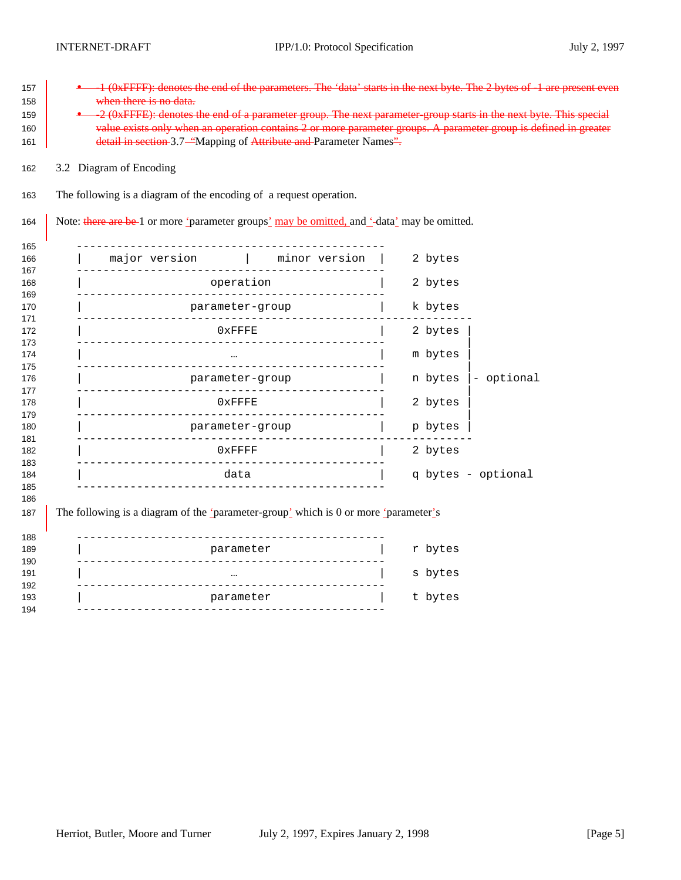- ~~-1 (0xFFFF): denotes the end of the parameters. The 'data' starts in the next byte. The 2 bytes of -1 are present even when there is no data.~~
- ~~-2 (0xFFFE): denotes the end of a parameter group. The next parameter-group starts in the next byte. This special value exists only when an operation contains 2 or more parameter groups. A parameter group is defined in greater detail in section~~ 3.7 ~~"~~Mapping of ~~Attribute and~~ Parameter Names~~".~~

## 3.2 Diagram of Encoding

The following is a diagram of the encoding of a request operation.

Note: ~~there are be~~ 1 or more 'parameter groups' may be omitted, and '-data' may be omitted.

```
    -----------------------------------------------
    |   major version     |    minor version     |    2 bytes
    -----------------------------------------------
    |                 operation                   |    2 bytes
    -----------------------------------------------
    |              parameter-group                |    k bytes
    -------------------------------------------------------------
    |                   0xFFFE                    |    2 bytes |
    -----------------------------------------------            |
    |                     …                       |    m bytes |
    -----------------------------------------------            |
    |              parameter-group                |    n bytes |- optional
    -----------------------------------------------            |
    |                   0xFFFE                    |    2 bytes |
    -----------------------------------------------            |
    |              parameter-group                |    p bytes |
    -------------------------------------------------------------
    |                   0xFFFF                    |    2 bytes
    -----------------------------------------------
    |                    data                     |    q bytes - optional
    -----------------------------------------------
```

The following is a diagram of the 'parameter-group' which is 0 or more 'parameter's

```
    -----------------------------------------------
    |                 parameter                   |    r bytes
    -----------------------------------------------
    |                     …                       |    s bytes
    -----------------------------------------------
    |                 parameter                   |    t bytes
    -----------------------------------------------
```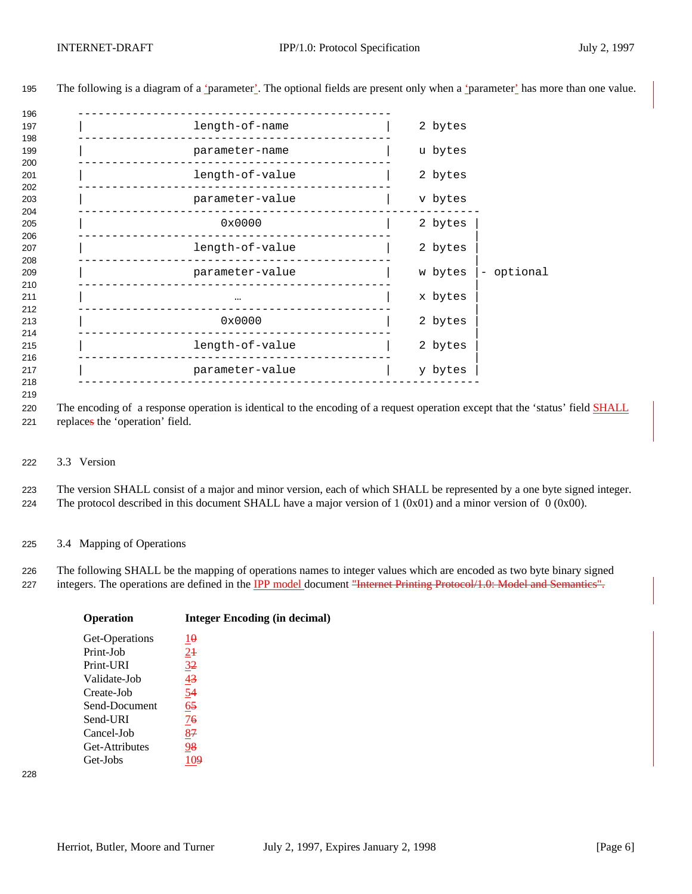The following is a diagram of a 'parameter'. The optional fields are present only when a 'parameter' has more than one value.

```
    -----------------------------------------------
    |              length-of-name                 |    2 bytes
    -----------------------------------------------
    |              parameter-name                 |    u bytes
    -----------------------------------------------
    |              length-of-value                |    2 bytes
    -----------------------------------------------
    |              parameter-value                |    v bytes
    -----------------------------------------------------------
    |                  0x0000                     |    2 bytes |
    -----------------------------------------------            |
    |              length-of-value                |    2 bytes |
    -----------------------------------------------            |
    |              parameter-value                |    w bytes |- optional
    -----------------------------------------------            |
    |                    …                        |    x bytes |
    -----------------------------------------------            |
    |                  0x0000                     |    2 bytes |
    -----------------------------------------------            |
    |              length-of-value                |    2 bytes |
    -----------------------------------------------            |
    |              parameter-value                |    y bytes |
    -----------------------------------------------------------
```

The encoding of a response operation is identical to the encoding of a request operation except that the 'status' field SHALL replace~~s~~ the 'operation' field.

## 3.3 Version

The version SHALL consist of a major and minor version, each of which SHALL be represented by a one byte signed integer. The protocol described in this document SHALL have a major version of 1 (0x01) and a minor version of 0 (0x00).

## 3.4 Mapping of Operations

The following SHALL be the mapping of operations names to integer values which are encoded as two byte binary signed integers. The operations are defined in the IPP model document ~~"Internet Printing Protocol/1.0: Model and Semantics".~~

| Operation | Integer Encoding (in decimal) |
| --- | --- |
| Get-Operations | 1~~0~~ |
| Print-Job | 2~~1~~ |
| Print-URI | 3~~2~~ |
| Validate-Job | 4~~3~~ |
| Create-Job | 5~~4~~ |
| Send-Document | 6~~5~~ |
| Send-URI | 7~~6~~ |
| Cancel-Job | 8~~7~~ |
| Get-Attributes | 9~~8~~ |
| Get-Jobs | 10~~9~~ |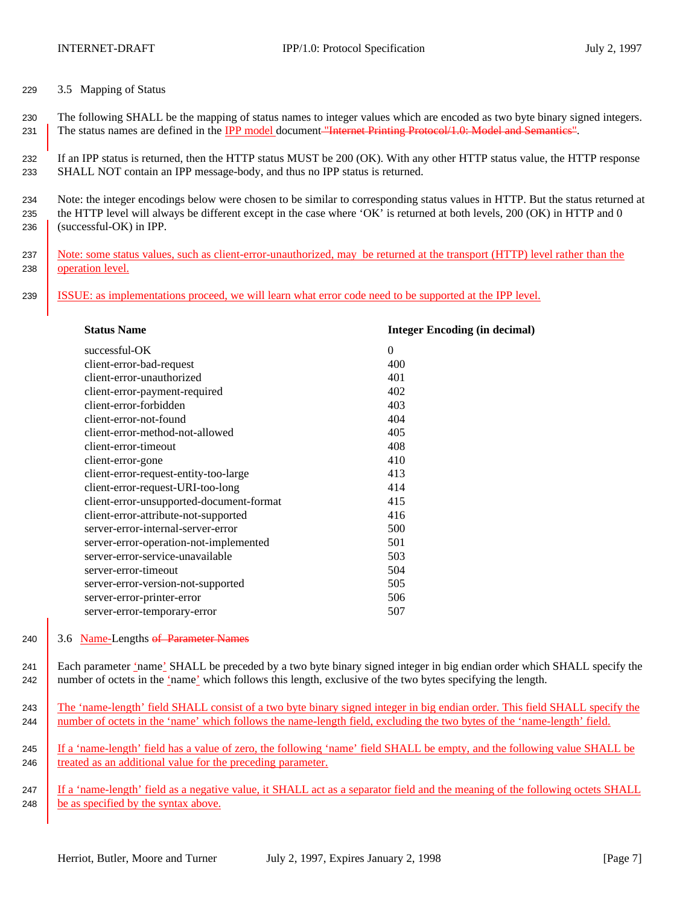### 3.5 Mapping of Status

The following SHALL be the mapping of status names to integer values which are encoded as two byte binary signed integers. The status names are defined in the IPP model document "Internet Printing Protocol/1.0: Model and Semantics".

If an IPP status is returned, then the HTTP status MUST be 200 (OK). With any other HTTP status value, the HTTP response SHALL NOT contain an IPP message-body, and thus no IPP status is returned.

Note: the integer encodings below were chosen to be similar to corresponding status values in HTTP. But the status returned at the HTTP level will always be different except in the case where 'OK' is returned at both levels, 200 (OK) in HTTP and 0 (successful-OK) in IPP.

Note: some status values, such as client-error-unauthorized, may be returned at the transport (HTTP) level rather than the operation level.

ISSUE: as implementations proceed, we will learn what error code need to be supported at the IPP level.

| Status Name | Integer Encoding (in decimal) |
|---|---|
| successful-OK | 0 |
| client-error-bad-request | 400 |
| client-error-unauthorized | 401 |
| client-error-payment-required | 402 |
| client-error-forbidden | 403 |
| client-error-not-found | 404 |
| client-error-method-not-allowed | 405 |
| client-error-timeout | 408 |
| client-error-gone | 410 |
| client-error-request-entity-too-large | 413 |
| client-error-request-URI-too-long | 414 |
| client-error-unsupported-document-format | 415 |
| client-error-attribute-not-supported | 416 |
| server-error-internal-server-error | 500 |
| server-error-operation-not-implemented | 501 |
| server-error-service-unavailable | 503 |
| server-error-timeout | 504 |
| server-error-version-not-supported | 505 |
| server-error-printer-error | 506 |
| server-error-temporary-error | 507 |

### 3.6 Name-Lengths of Parameter Names

Each parameter 'name' SHALL be preceded by a two byte binary signed integer in big endian order which SHALL specify the number of octets in the 'name' which follows this length, exclusive of the two bytes specifying the length.

The 'name-length' field SHALL consist of a two byte binary signed integer in big endian order. This field SHALL specify the number of octets in the 'name' which follows the name-length field, excluding the two bytes of the 'name-length' field.

If a 'name-length' field has a value of zero, the following 'name' field SHALL be empty, and the following value SHALL be treated as an additional value for the preceding parameter.

If a 'name-length' field as a negative value, it SHALL act as a separator field and the meaning of the following octets SHALL be as specified by the syntax above.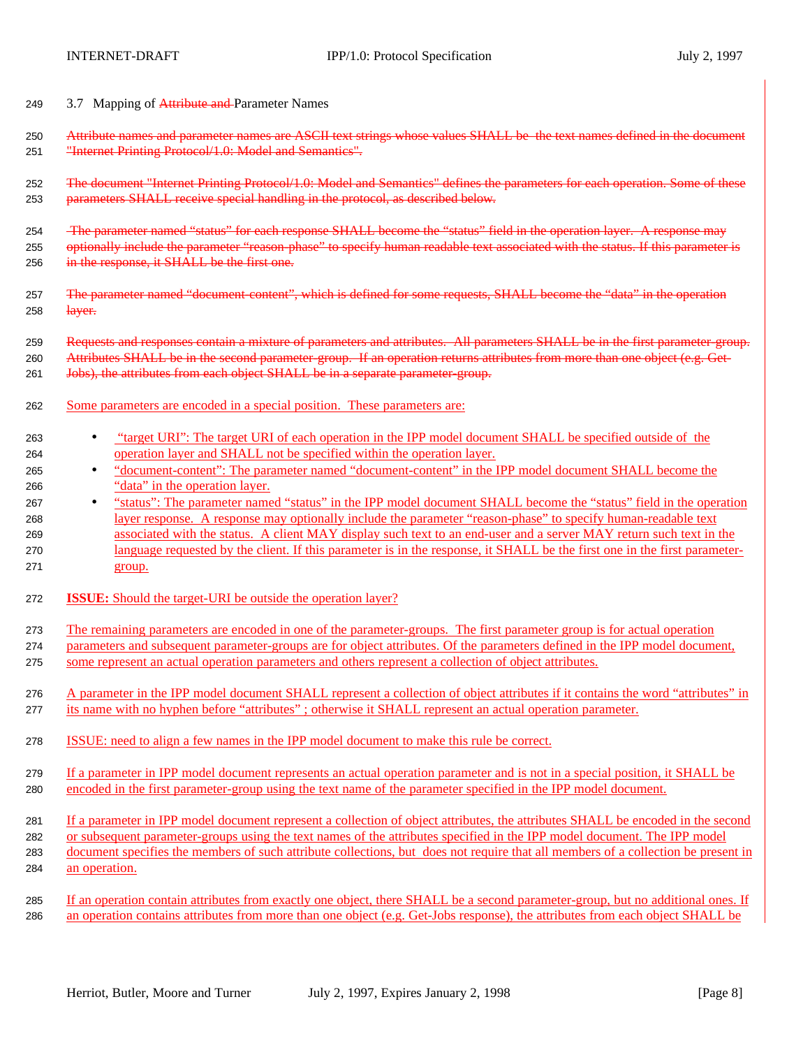## 3.7 Mapping of ~~Attribute and~~ Parameter Names

~~Attribute names and parameter names are ASCII text strings whose values SHALL be the text names defined in the document "Internet Printing Protocol/1.0: Model and Semantics".~~

~~The document "Internet Printing Protocol/1.0: Model and Semantics" defines the parameters for each operation. Some of these parameters SHALL receive special handling in the protocol, as described below.~~

~~The parameter named “status” for each response SHALL become the “status” field in the operation layer. A response may optionally include the parameter “reason-phase” to specify human readable text associated with the status. If this parameter is in the response, it SHALL be the first one.~~

~~The parameter named “document-content”, which is defined for some requests, SHALL become the “data” in the operation layer.~~

~~Requests and responses contain a mixture of parameters and attributes. All parameters SHALL be in the first parameter-group. Attributes SHALL be in the second parameter-group. If an operation returns attributes from more than one object (e.g. Get-Jobs), the attributes from each object SHALL be in a separate parameter-group.~~

Some parameters are encoded in a special position. These parameters are:

- “target URI”: The target URI of each operation in the IPP model document SHALL be specified outside of the operation layer and SHALL not be specified within the operation layer.
- “document-content”: The parameter named “document-content” in the IPP model document SHALL become the “data” in the operation layer.
- “status”: The parameter named “status” in the IPP model document SHALL become the “status” field in the operation layer response. A response may optionally include the parameter “reason-phase” to specify human-readable text associated with the status. A client MAY display such text to an end-user and a server MAY return such text in the language requested by the client. If this parameter is in the response, it SHALL be the first one in the first parameter-group.

**ISSUE:** Should the target-URI be outside the operation layer?

The remaining parameters are encoded in one of the parameter-groups. The first parameter group is for actual operation parameters and subsequent parameter-groups are for object attributes. Of the parameters defined in the IPP model document, some represent an actual operation parameters and others represent a collection of object attributes.

A parameter in the IPP model document SHALL represent a collection of object attributes if it contains the word “attributes” in its name with no hyphen before “attributes” ; otherwise it SHALL represent an actual operation parameter.

ISSUE: need to align a few names in the IPP model document to make this rule be correct.

If a parameter in IPP model document represents an actual operation parameter and is not in a special position, it SHALL be encoded in the first parameter-group using the text name of the parameter specified in the IPP model document.

If a parameter in IPP model document represent a collection of object attributes, the attributes SHALL be encoded in the second or subsequent parameter-groups using the text names of the attributes specified in the IPP model document. The IPP model document specifies the members of such attribute collections, but does not require that all members of a collection be present in an operation.

If an operation contain attributes from exactly one object, there SHALL be a second parameter-group, but no additional ones. If an operation contains attributes from more than one object (e.g. Get-Jobs response), the attributes from each object SHALL be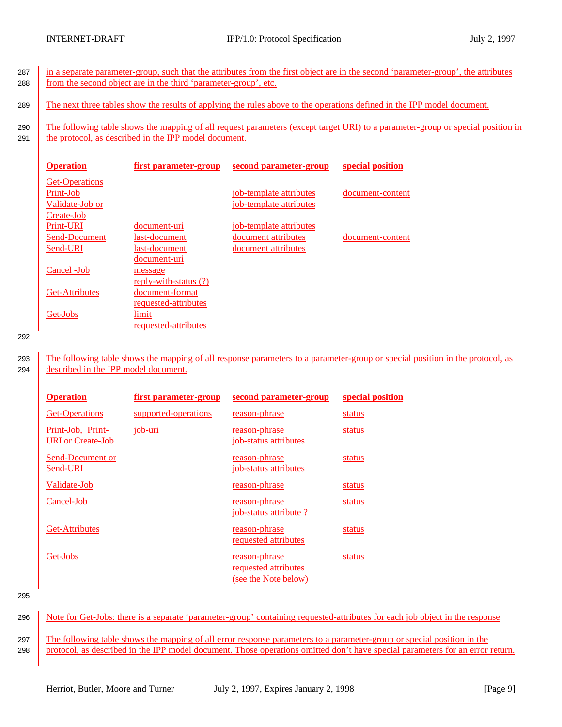in a separate parameter-group, such that the attributes from the first object are in the second 'parameter-group', the attributes from the second object are in the third 'parameter-group', etc.

The next three tables show the results of applying the rules above to the operations defined in the IPP model document.

The following table shows the mapping of all request parameters (except target URI) to a parameter-group or special position in the protocol, as described in the IPP model document.

| **Operation** | **first parameter-group** | **second parameter-group** | **special position** |
|---|---|---|---|
| Get-Operations | | | |
| Print-Job | | job-template attributes | document-content |
| Validate-Job or Create-Job | | job-template attributes | |
| Print-URI | document-uri | job-template attributes | |
| Send-Document | last-document | document attributes | document-content |
| Send-URI | last-document<br>document-uri | document attributes | |
| Cancel -Job | message<br>reply-with-status (?) | | |
| Get-Attributes | document-format<br>requested-attributes | | |
| Get-Jobs | limit<br>requested-attributes | | |

The following table shows the mapping of all response parameters to a parameter-group or special position in the protocol, as described in the IPP model document.

| **Operation** | **first parameter-group** | **second parameter-group** | **special position** |
|---|---|---|---|
| Get-Operations | supported-operations | reason-phrase | status |
| Print-Job, Print-URI or Create-Job | job-uri | reason-phrase<br>job-status attributes | status |
| Send-Document or Send-URI | | reason-phrase<br>job-status attributes | status |
| Validate-Job | | reason-phrase | status |
| Cancel-Job | | reason-phrase<br>job-status attribute ? | status |
| Get-Attributes | | reason-phrase<br>requested attributes | status |
| Get-Jobs | | reason-phrase<br>requested attributes<br>(see the Note below) | status |

Note for Get-Jobs: there is a separate 'parameter-group' containing requested-attributes for each job object in the response

The following table shows the mapping of all error response parameters to a parameter-group or special position in the protocol, as described in the IPP model document. Those operations omitted don't have special parameters for an error return.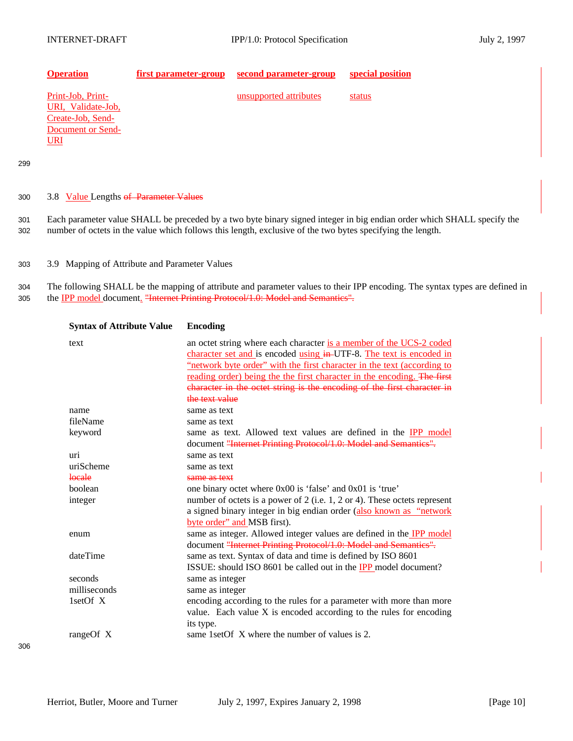| Operation | first parameter-group | second parameter-group | special position |
|---|---|---|---|
| Print-Job, Print-URI, Validate-Job, Create-Job, Send-Document or Send-URI | | unsupported attributes | status |

### 3.8 Value Lengths ~~of Parameter Values~~

Each parameter value SHALL be preceded by a two byte binary signed integer in big endian order which SHALL specify the number of octets in the value which follows this length, exclusive of the two bytes specifying the length.

### 3.9 Mapping of Attribute and Parameter Values

The following SHALL be the mapping of attribute and parameter values to their IPP encoding. The syntax types are defined in the IPP model document. ~~"Internet Printing Protocol/1.0: Model and Semantics".~~

| Syntax of Attribute Value | Encoding |
|---|---|
| text | an octet string where each character is a member of the UCS-2 coded character set and is encoded using ~~in~~ UTF-8. The text is encoded in "network byte order" with the first character in the text (according to reading order) being the the first character in the encoding. ~~The first character in the octet string is the encoding of the first character in the text value~~ |
| name | same as text |
| fileName | same as text |
| keyword | same as text. Allowed text values are defined in the IPP model document ~~"Internet Printing Protocol/1.0: Model and Semantics".~~ |
| uri | same as text |
| uriScheme | same as text |
| ~~locale~~ | ~~same as text~~ |
| boolean | one binary octet where 0x00 is 'false' and 0x01 is 'true' |
| integer | number of octets is a power of 2 (i.e. 1, 2 or 4). These octets represent a signed binary integer in big endian order (also known as "network byte order" and MSB first). |
| enum | same as integer. Allowed integer values are defined in the IPP model document ~~"Internet Printing Protocol/1.0: Model and Semantics".~~ |
| dateTime | same as text. Syntax of data and time is defined by ISO 8601 ISSUE: should ISO 8601 be called out in the IPP model document? |
| seconds | same as integer |
| milliseconds | same as integer |
| 1setOf X | encoding according to the rules for a parameter with more than more value. Each value X is encoded according to the rules for encoding its type. |
| rangeOf X | same 1setOf X where the number of values is 2. |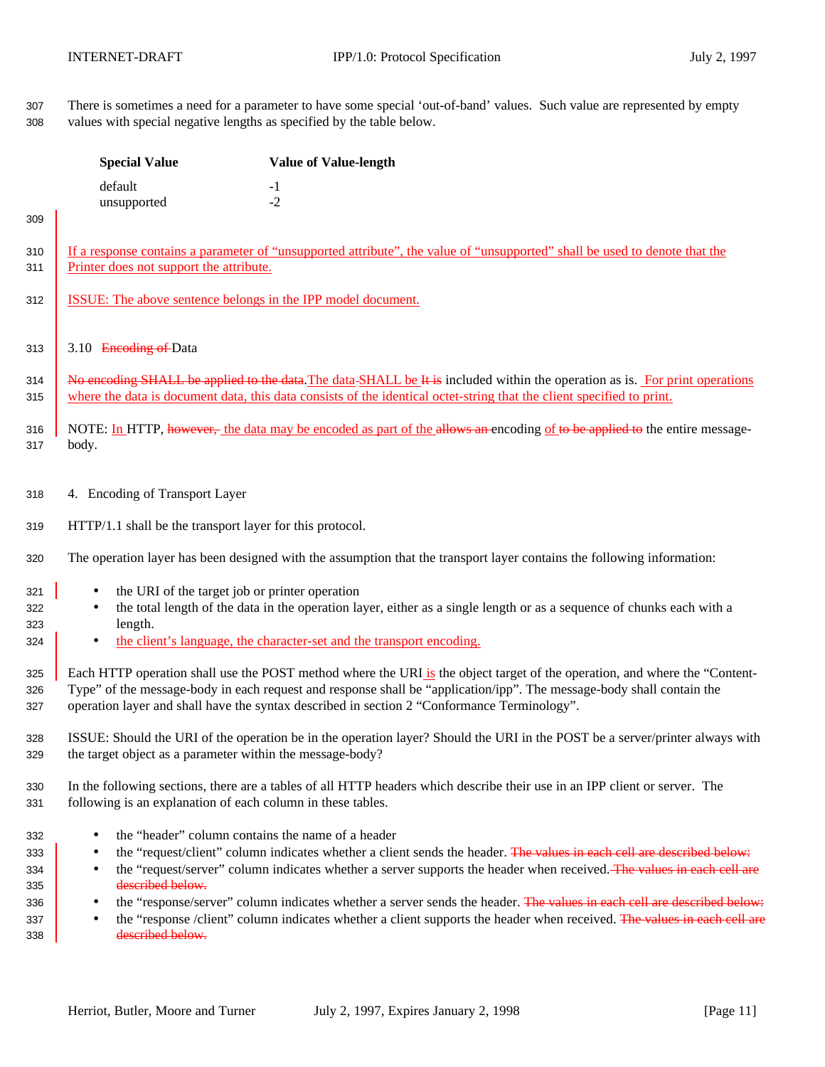There is sometimes a need for a parameter to have some special 'out-of-band' values. Such value are represented by empty values with special negative lengths as specified by the table below.

| Special Value | Value of Value-length |
|---|---|
| default | -1 |
| unsupported | -2 |

If a response contains a parameter of "unsupported attribute", the value of "unsupported" shall be used to denote that the Printer does not support the attribute.

ISSUE: The above sentence belongs in the IPP model document.

### 3.10 Encoding of Data

No encoding SHALL be applied to the data.The data SHALL be It is included within the operation as is. For print operations where the data is document data, this data consists of the identical octet-string that the client specified to print.

NOTE: In HTTP, however, the data may be encoded as part of the allows an encoding of to be applied to the entire message-body.

## 4. Encoding of Transport Layer

HTTP/1.1 shall be the transport layer for this protocol.

The operation layer has been designed with the assumption that the transport layer contains the following information:

- the URI of the target job or printer operation
- the total length of the data in the operation layer, either as a single length or as a sequence of chunks each with a length.
- the client's language, the character-set and the transport encoding.

Each HTTP operation shall use the POST method where the URI is the object target of the operation, and where the "Content-Type" of the message-body in each request and response shall be "application/ipp". The message-body shall contain the operation layer and shall have the syntax described in section 2 "Conformance Terminology".

ISSUE: Should the URI of the operation be in the operation layer? Should the URI in the POST be a server/printer always with the target object as a parameter within the message-body?

In the following sections, there are a tables of all HTTP headers which describe their use in an IPP client or server. The following is an explanation of each column in these tables.

- the "header" column contains the name of a header
- the "request/client" column indicates whether a client sends the header. The values in each cell are described below:
- the "request/server" column indicates whether a server supports the header when received. The values in each cell are described below.
- the "response/server" column indicates whether a server sends the header. The values in each cell are described below:
- the "response /client" column indicates whether a client supports the header when received. The values in each cell are described below.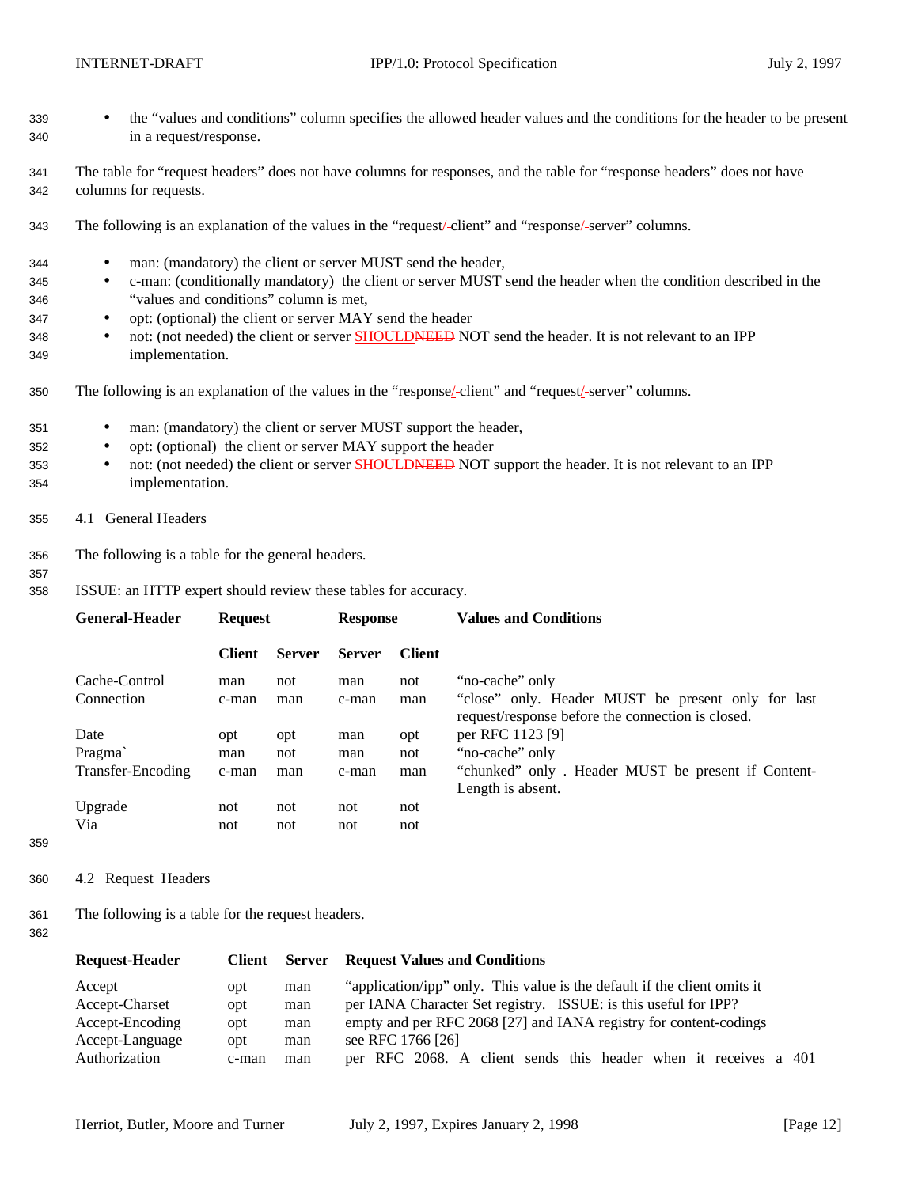- the "values and conditions" column specifies the allowed header values and the conditions for the header to be present in a request/response.

The table for "request headers" does not have columns for responses, and the table for "response headers" does not have columns for requests.

The following is an explanation of the values in the "request/-client" and "response/-server" columns.

- man: (mandatory) the client or server MUST send the header,
- c-man: (conditionally mandatory) the client or server MUST send the header when the condition described in the "values and conditions" column is met,
- opt: (optional) the client or server MAY send the header
- not: (not needed) the client or server SHOULDNEED NOT send the header. It is not relevant to an IPP implementation.

The following is an explanation of the values in the "response/-client" and "request/-server" columns.

- man: (mandatory) the client or server MUST support the header,
- opt: (optional) the client or server MAY support the header
- not: (not needed) the client or server SHOULDNEED NOT support the header. It is not relevant to an IPP implementation.

## 4.1 General Headers

The following is a table for the general headers.

ISSUE: an HTTP expert should review these tables for accuracy.

| General-Header | Request | | Response | | Values and Conditions |
|---|---|---|---|---|---|
| | Client | Server | Server | Client | |
| Cache-Control | man | not | man | not | "no-cache" only |
| Connection | c-man | man | c-man | man | "close" only. Header MUST be present only for last request/response before the connection is closed. |
| Date | opt | opt | man | opt | per RFC 1123 [9] |
| Pragma` | man | not | man | not | "no-cache" only |
| Transfer-Encoding | c-man | man | c-man | man | "chunked" only . Header MUST be present if Content-Length is absent. |
| Upgrade | not | not | not | not | |
| Via | not | not | not | not | |

## 4.2 Request Headers

The following is a table for the request headers.

| Request-Header | Client | Server | Request Values and Conditions |
|---|---|---|---|
| Accept | opt | man | "application/ipp" only. This value is the default if the client omits it |
| Accept-Charset | opt | man | per IANA Character Set registry. ISSUE: is this useful for IPP? |
| Accept-Encoding | opt | man | empty and per RFC 2068 [27] and IANA registry for content-codings |
| Accept-Language | opt | man | see RFC 1766 [26] |
| Authorization | c-man | man | per RFC 2068. A client sends this header when it receives a 401 |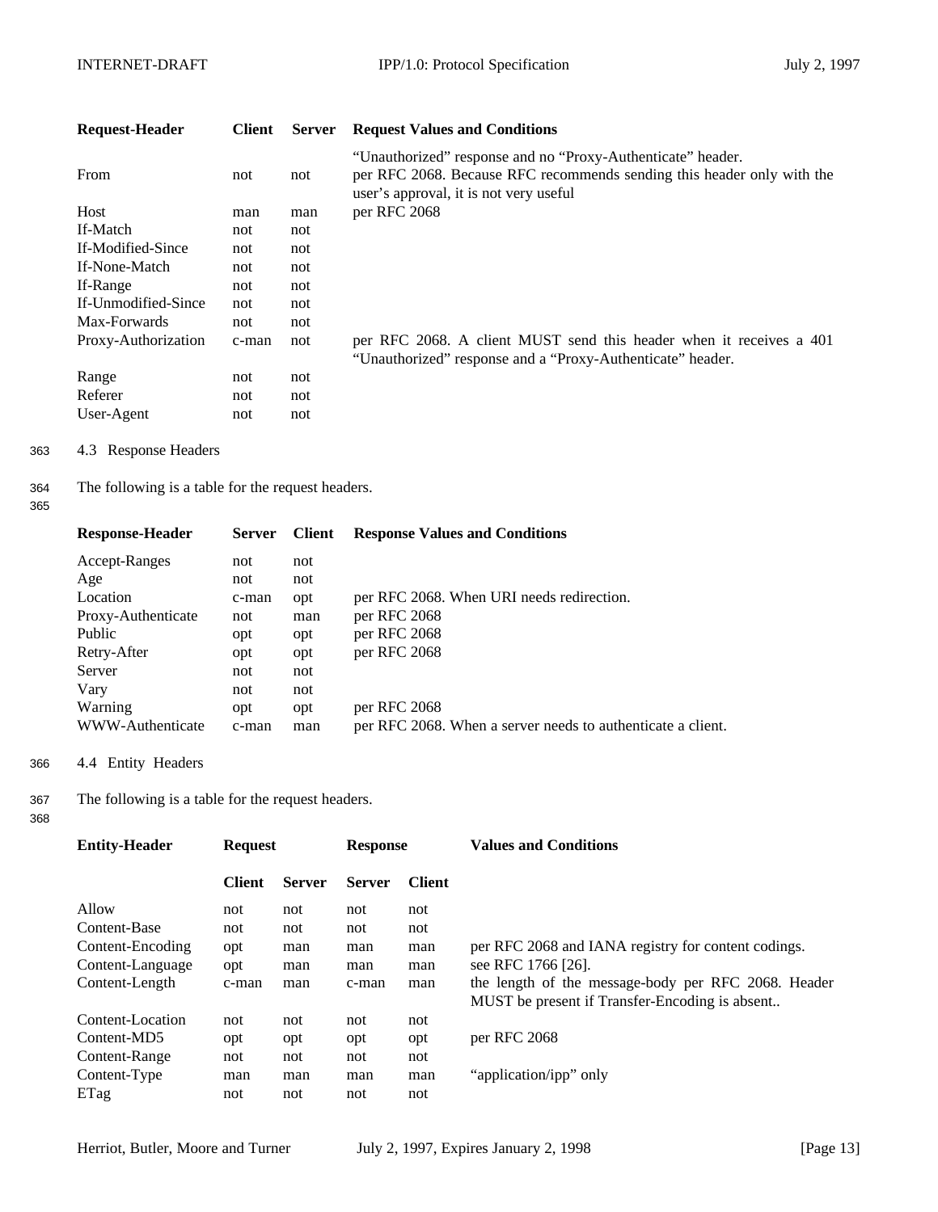| Request-Header | Client | Server | Request Values and Conditions |
|---|---|---|---|
| | | | "Unauthorized" response and no "Proxy-Authenticate" header. |
| From | not | not | per RFC 2068. Because RFC recommends sending this header only with the user's approval, it is not very useful |
| Host | man | man | per RFC 2068 |
| If-Match | not | not | |
| If-Modified-Since | not | not | |
| If-None-Match | not | not | |
| If-Range | not | not | |
| If-Unmodified-Since | not | not | |
| Max-Forwards | not | not | |
| Proxy-Authorization | c-man | not | per RFC 2068. A client MUST send this header when it receives a 401 "Unauthorized" response and a "Proxy-Authenticate" header. |
| Range | not | not | |
| Referer | not | not | |
| User-Agent | not | not | |

### 4.3 Response Headers

The following is a table for the request headers.

| Response-Header | Server | Client | Response Values and Conditions |
|---|---|---|---|
| Accept-Ranges | not | not | |
| Age | not | not | |
| Location | c-man | opt | per RFC 2068. When URI needs redirection. |
| Proxy-Authenticate | not | man | per RFC 2068 |
| Public | opt | opt | per RFC 2068 |
| Retry-After | opt | opt | per RFC 2068 |
| Server | not | not | |
| Vary | not | not | |
| Warning | opt | opt | per RFC 2068 |
| WWW-Authenticate | c-man | man | per RFC 2068. When a server needs to authenticate a client. |

### 4.4 Entity Headers

The following is a table for the request headers.

| Entity-Header | Request | | Response | | Values and Conditions |
|---|---|---|---|---|---|
| | Client | Server | Server | Client | |
| Allow | not | not | not | not | |
| Content-Base | not | not | not | not | |
| Content-Encoding | opt | man | man | man | per RFC 2068 and IANA registry for content codings. |
| Content-Language | opt | man | man | man | see RFC 1766 [26]. |
| Content-Length | c-man | man | c-man | man | the length of the message-body per RFC 2068. Header MUST be present if Transfer-Encoding is absent.. |
| Content-Location | not | not | not | not | |
| Content-MD5 | opt | opt | opt | opt | per RFC 2068 |
| Content-Range | not | not | not | not | |
| Content-Type | man | man | man | man | "application/ipp" only |
| ETag | not | not | not | not | |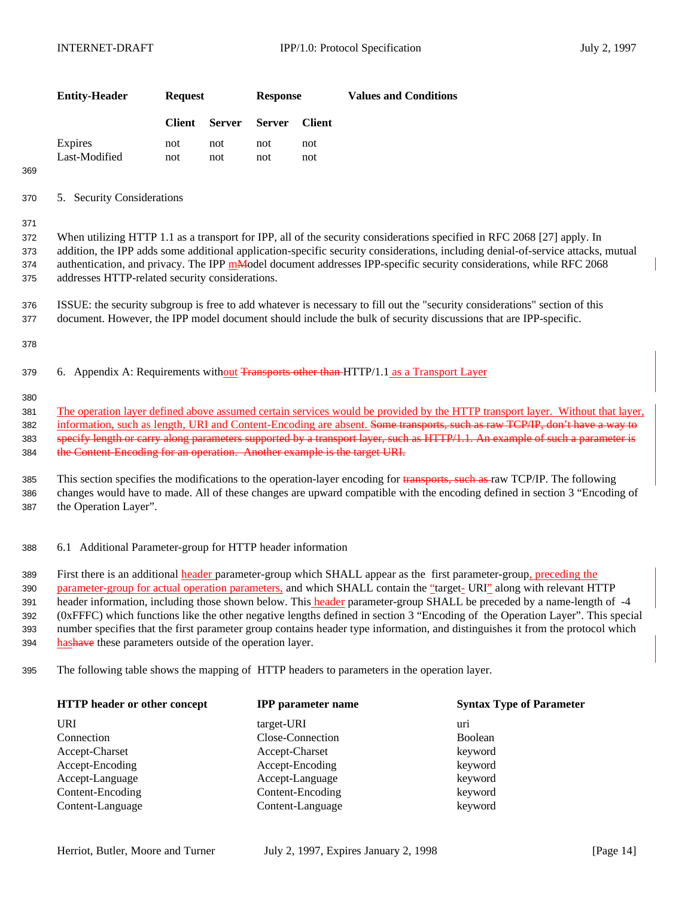| Entity-Header | Request | | Response | | Values and Conditions |
|---|---|---|---|---|---|
| | Client | Server | Server | Client | |
| Expires | not | not | not | not | |
| Last-Modified | not | not | not | not | |

## 5. Security Considerations

When utilizing HTTP 1.1 as a transport for IPP, all of the security considerations specified in RFC 2068 [27] apply. In addition, the IPP adds some additional application-specific security considerations, including denial-of-service attacks, mutual authentication, and privacy. The IPP mModel document addresses IPP-specific security considerations, while RFC 2068 addresses HTTP-related security considerations.

ISSUE: the security subgroup is free to add whatever is necessary to fill out the "security considerations" section of this document. However, the IPP model document should include the bulk of security discussions that are IPP-specific.

## 6. Appendix A: Requirements without ~~Transports other than~~ HTTP/1.1 as a Transport Layer

The operation layer defined above assumed certain services would be provided by the HTTP transport layer. Without that layer, information, such as length, URI and Content-Encoding are absent. ~~Some transports, such as raw TCP/IP, don't have a way to specify length or carry along parameters supported by a transport layer, such as HTTP/1.1. An example of such a parameter is the Content-Encoding for an operation. Another example is the target URI.~~

This section specifies the modifications to the operation-layer encoding for ~~transports, such as~~ raw TCP/IP. The following changes would have to made. All of these changes are upward compatible with the encoding defined in section 3 "Encoding of the Operation Layer".

### 6.1 Additional Parameter-group for HTTP header information

First there is an additional header parameter-group which SHALL appear as the first parameter-group, preceding the parameter-group for actual operation parameters, and which SHALL contain the "target- URI" along with relevant HTTP header information, including those shown below. This header parameter-group SHALL be preceded by a name-length of -4 (0xFFFC) which functions like the other negative lengths defined in section 3 "Encoding of the Operation Layer". This special number specifies that the first parameter group contains header type information, and distinguishes it from the protocol which has~~have~~ these parameters outside of the operation layer.

The following table shows the mapping of HTTP headers to parameters in the operation layer.

| HTTP header or other concept | IPP parameter name | Syntax Type of Parameter |
|---|---|---|
| URI | target-URI | uri |
| Connection | Close-Connection | Boolean |
| Accept-Charset | Accept-Charset | keyword |
| Accept-Encoding | Accept-Encoding | keyword |
| Accept-Language | Accept-Language | keyword |
| Content-Encoding | Content-Encoding | keyword |
| Content-Language | Content-Language | keyword |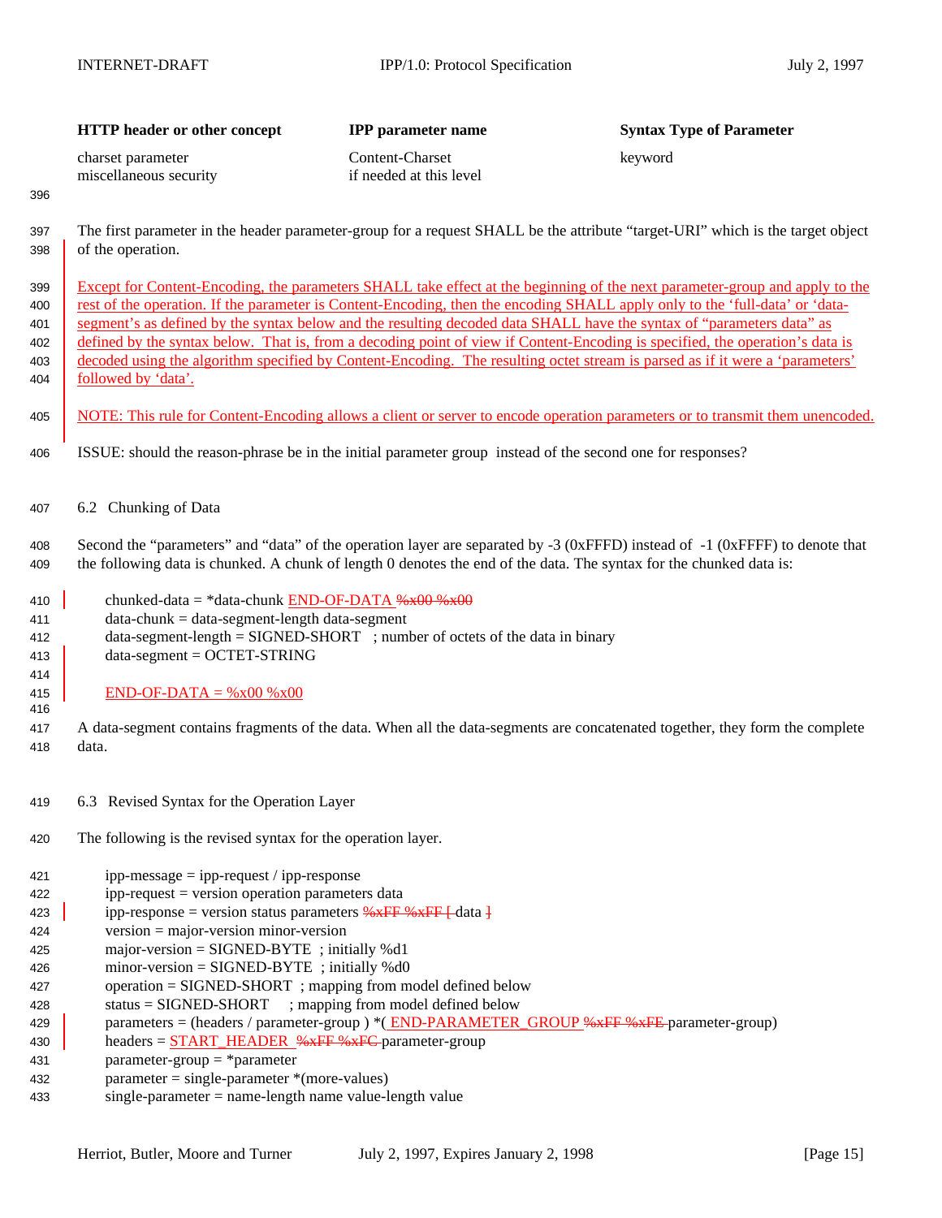| HTTP header or other concept | IPP parameter name | Syntax Type of Parameter |
|---|---|---|
| charset parameter | Content-Charset | keyword |
| miscellaneous security | if needed at this level | |

The first parameter in the header parameter-group for a request SHALL be the attribute "target-URI" which is the target object of the operation.

Except for Content-Encoding, the parameters SHALL take effect at the beginning of the next parameter-group and apply to the rest of the operation. If the parameter is Content-Encoding, then the encoding SHALL apply only to the 'full-data' or 'data-segment's as defined by the syntax below and the resulting decoded data SHALL have the syntax of "parameters data" as defined by the syntax below. That is, from a decoding point of view if Content-Encoding is specified, the operation's data is decoded using the algorithm specified by Content-Encoding. The resulting octet stream is parsed as if it were a 'parameters' followed by 'data'.

NOTE: This rule for Content-Encoding allows a client or server to encode operation parameters or to transmit them unencoded.

ISSUE: should the reason-phrase be in the initial parameter group instead of the second one for responses?

## 6.2 Chunking of Data

Second the "parameters" and "data" of the operation layer are separated by -3 (0xFFFD) instead of -1 (0xFFFF) to denote that the following data is chunked. A chunk of length 0 denotes the end of the data. The syntax for the chunked data is:

```
chunked-data = *data-chunk END-OF-DATA ~~%x00 %x00~~
data-chunk = data-segment-length data-segment
data-segment-length = SIGNED-SHORT   ; number of octets of the data in binary
data-segment = OCTET-STRING

END-OF-DATA = %x00 %x00
```

A data-segment contains fragments of the data. When all the data-segments are concatenated together, they form the complete data.

## 6.3 Revised Syntax for the Operation Layer

The following is the revised syntax for the operation layer.

```
ipp-message = ipp-request / ipp-response
ipp-request = version operation parameters data
ipp-response = version status parameters ~~%xFF %xFF [~~ data ~~]~~
version = major-version minor-version
major-version = SIGNED-BYTE  ; initially %d1
minor-version = SIGNED-BYTE  ; initially %d0
operation = SIGNED-SHORT  ; mapping from model defined below
status = SIGNED-SHORT     ; mapping from model defined below
parameters = (headers / parameter-group ) *( END-PARAMETER_GROUP ~~%xFF %xFE~~ parameter-group)
headers = START_HEADER  ~~%xFF %xFC~~ parameter-group
parameter-group = *parameter
parameter = single-parameter *(more-values)
single-parameter = name-length name value-length value
```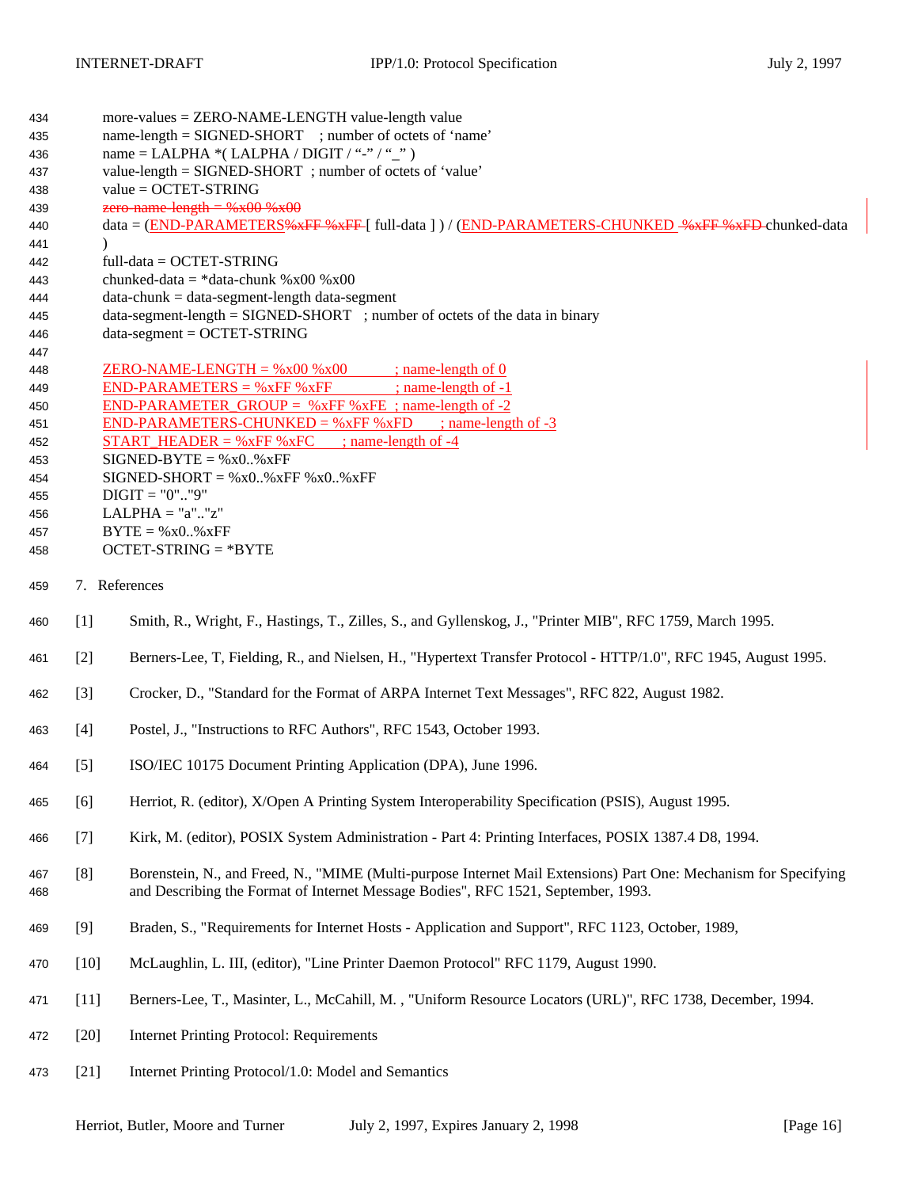```
more-values = ZERO-NAME-LENGTH value-length value
name-length = SIGNED-SHORT    ; number of octets of 'name'
name = LALPHA *( LALPHA / DIGIT / "-" / "_" )
value-length = SIGNED-SHORT  ; number of octets of 'value'
value = OCTET-STRING
zero-name-length = %x00 %x00
data = (END-PARAMETERS%xFF %xFF [ full-data ] ) / (END-PARAMETERS-CHUNKED  %xFF %xFD chunked-data
)
full-data = OCTET-STRING
chunked-data = *data-chunk %x00 %x00
data-chunk = data-segment-length data-segment
data-segment-length = SIGNED-SHORT   ; number of octets of the data in binary
data-segment = OCTET-STRING

ZERO-NAME-LENGTH = %x00 %x00           ; name-length of 0
END-PARAMETERS = %xFF %xFF             ; name-length of -1
END-PARAMETER_GROUP =  %xFF %xFE  ; name-length of -2
END-PARAMETERS-CHUNKED = %xFF %xFD       ; name-length of -3
START_HEADER = %xFF %xFC       ; name-length of -4
SIGNED-BYTE = %x0..%xFF
SIGNED-SHORT = %x0..%xFF %x0..%xFF
DIGIT = "0".."9"
LALPHA = "a".."z"
BYTE = %x0..%xFF
OCTET-STRING = *BYTE
```

## 7. References

[1] Smith, R., Wright, F., Hastings, T., Zilles, S., and Gyllenskog, J., "Printer MIB", RFC 1759, March 1995.

[2] Berners-Lee, T, Fielding, R., and Nielsen, H., "Hypertext Transfer Protocol - HTTP/1.0", RFC 1945, August 1995.

[3] Crocker, D., "Standard for the Format of ARPA Internet Text Messages", RFC 822, August 1982.

[4] Postel, J., "Instructions to RFC Authors", RFC 1543, October 1993.

[5] ISO/IEC 10175 Document Printing Application (DPA), June 1996.

[6] Herriot, R. (editor), X/Open A Printing System Interoperability Specification (PSIS), August 1995.

[7] Kirk, M. (editor), POSIX System Administration - Part 4: Printing Interfaces, POSIX 1387.4 D8, 1994.

[8] Borenstein, N., and Freed, N., "MIME (Multi-purpose Internet Mail Extensions) Part One: Mechanism for Specifying and Describing the Format of Internet Message Bodies", RFC 1521, September, 1993.

[9] Braden, S., "Requirements for Internet Hosts - Application and Support", RFC 1123, October, 1989,

[10] McLaughlin, L. III, (editor), "Line Printer Daemon Protocol" RFC 1179, August 1990.

[11] Berners-Lee, T., Masinter, L., McCahill, M. , "Uniform Resource Locators (URL)", RFC 1738, December, 1994.

[20] Internet Printing Protocol: Requirements

[21] Internet Printing Protocol/1.0: Model and Semantics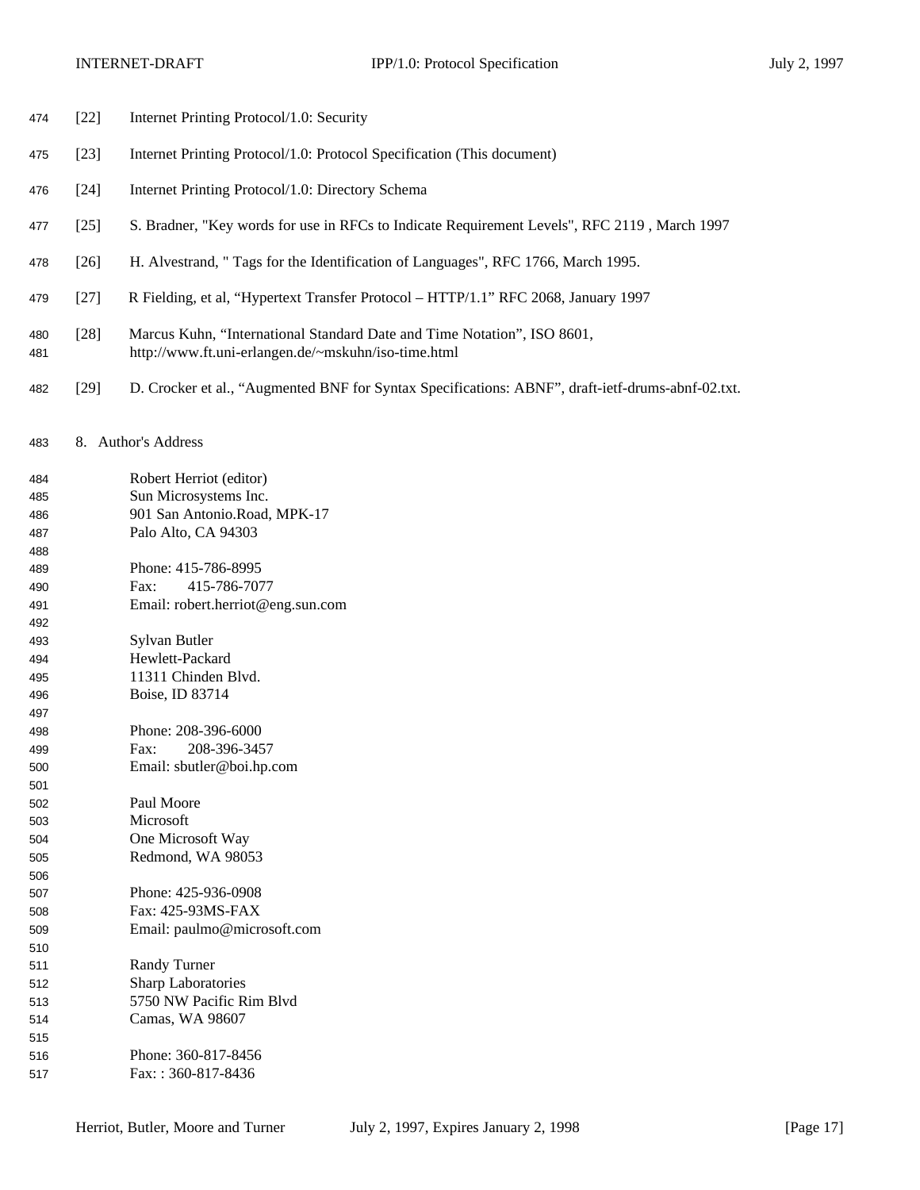[22] Internet Printing Protocol/1.0: Security

[23] Internet Printing Protocol/1.0: Protocol Specification (This document)

[24] Internet Printing Protocol/1.0: Directory Schema

[25] S. Bradner, "Key words for use in RFCs to Indicate Requirement Levels", RFC 2119 , March 1997

[26] H. Alvestrand, " Tags for the Identification of Languages", RFC 1766, March 1995.

[27] R Fielding, et al, "Hypertext Transfer Protocol – HTTP/1.1" RFC 2068, January 1997

[28] Marcus Kuhn, "International Standard Date and Time Notation", ISO 8601, http://www.ft.uni-erlangen.de/~mskuhn/iso-time.html

[29] D. Crocker et al., "Augmented BNF for Syntax Specifications: ABNF", draft-ietf-drums-abnf-02.txt.

## 8. Author's Address

Robert Herriot (editor)
Sun Microsystems Inc.
901 San Antonio.Road, MPK-17
Palo Alto, CA 94303

Phone: 415-786-8995
Fax: 415-786-7077
Email: robert.herriot@eng.sun.com

Sylvan Butler
Hewlett-Packard
11311 Chinden Blvd.
Boise, ID 83714

Phone: 208-396-6000
Fax: 208-396-3457
Email: sbutler@boi.hp.com

Paul Moore
Microsoft
One Microsoft Way
Redmond, WA 98053

Phone: 425-936-0908
Fax: 425-93MS-FAX
Email: paulmo@microsoft.com

Randy Turner
Sharp Laboratories
5750 NW Pacific Rim Blvd
Camas, WA 98607

Phone: 360-817-8456
Fax: : 360-817-8436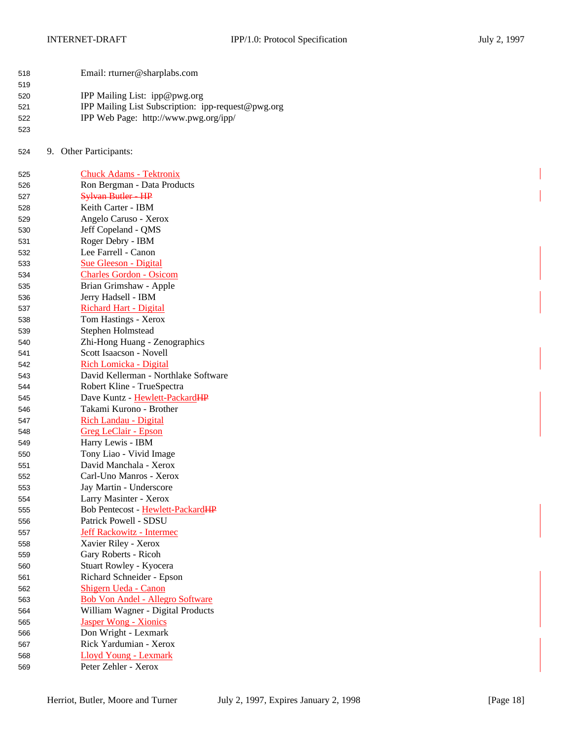Email: rturner@sharplabs.com

IPP Mailing List: ipp@pwg.org
IPP Mailing List Subscription: ipp-request@pwg.org
IPP Web Page: http://www.pwg.org/ipp/

## 9. Other Participants:

Chuck Adams - Tektronix
Ron Bergman - Data Products
~~Sylvan Butler - HP~~
Keith Carter - IBM
Angelo Caruso - Xerox
Jeff Copeland - QMS
Roger Debry - IBM
Lee Farrell - Canon
Sue Gleeson - Digital
Charles Gordon - Osicom
Brian Grimshaw - Apple
Jerry Hadsell - IBM
Richard Hart - Digital
Tom Hastings - Xerox
Stephen Holmstead
Zhi-Hong Huang - Zenographics
Scott Isaacson - Novell
Rich Lomicka - Digital
David Kellerman - Northlake Software
Robert Kline - TrueSpectra
Dave Kuntz - Hewlett-Packard~~HP~~
Takami Kurono - Brother
Rich Landau - Digital
Greg LeClair - Epson
Harry Lewis - IBM
Tony Liao - Vivid Image
David Manchala - Xerox
Carl-Uno Manros - Xerox
Jay Martin - Underscore
Larry Masinter - Xerox
Bob Pentecost - Hewlett-Packard~~HP~~
Patrick Powell - SDSU
Jeff Rackowitz - Intermec
Xavier Riley - Xerox
Gary Roberts - Ricoh
Stuart Rowley - Kyocera
Richard Schneider - Epson
Shigern Ueda - Canon
Bob Von Andel - Allegro Software
William Wagner - Digital Products
Jasper Wong - Xionics
Don Wright - Lexmark
Rick Yardumian - Xerox
Lloyd Young - Lexmark
Peter Zehler - Xerox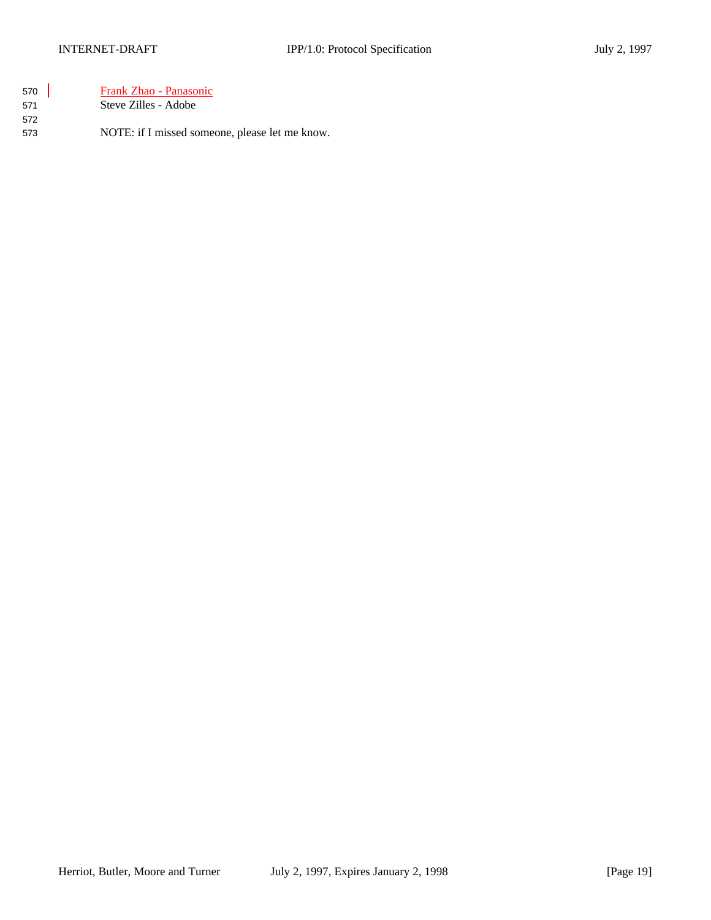Frank Zhao - Panasonic
Steve Zilles - Adobe

NOTE: if I missed someone, please let me know.